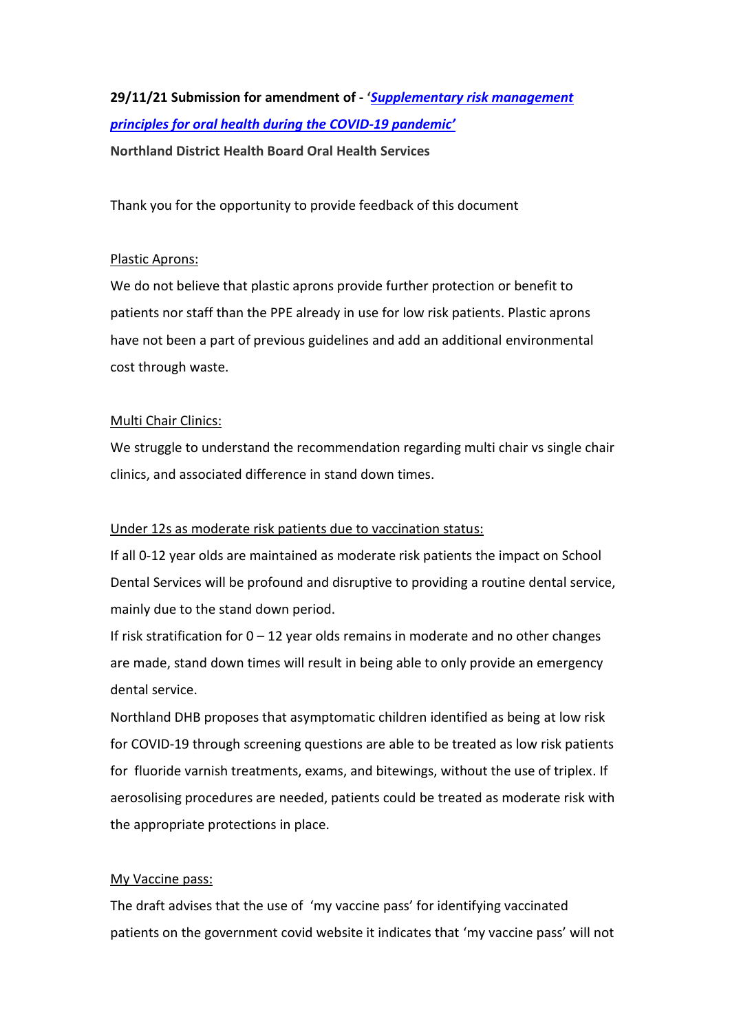**29/11/21 Submission for amendment of - '*[Supplementary risk management principles for oral health during the COVID-19 pandemic](#)*'**

**Northland District Health Board Oral Health Services**

Thank you for the opportunity to provide feedback of this document

<u>Plastic Aprons:</u>

We do not believe that plastic aprons provide further protection or benefit to patients nor staff than the PPE already in use for low risk patients. Plastic aprons have not been a part of previous guidelines and add an additional environmental cost through waste.

<u>Multi Chair Clinics:</u>

We struggle to understand the recommendation regarding multi chair vs single chair clinics, and associated difference in stand down times.

<u>Under 12s as moderate risk patients due to vaccination status:</u>

If all 0-12 year olds are maintained as moderate risk patients the impact on School Dental Services will be profound and disruptive to providing a routine dental service, mainly due to the stand down period.

If risk stratification for 0 – 12 year olds remains in moderate and no other changes are made, stand down times will result in being able to only provide an emergency dental service.

Northland DHB proposes that asymptomatic children identified as being at low risk for COVID-19 through screening questions are able to be treated as low risk patients for fluoride varnish treatments, exams, and bitewings, without the use of triplex. If aerosolising procedures are needed, patients could be treated as moderate risk with the appropriate protections in place.

<u>My Vaccine pass:</u>

The draft advises that the use of 'my vaccine pass' for identifying vaccinated patients on the government covid website it indicates that 'my vaccine pass' will not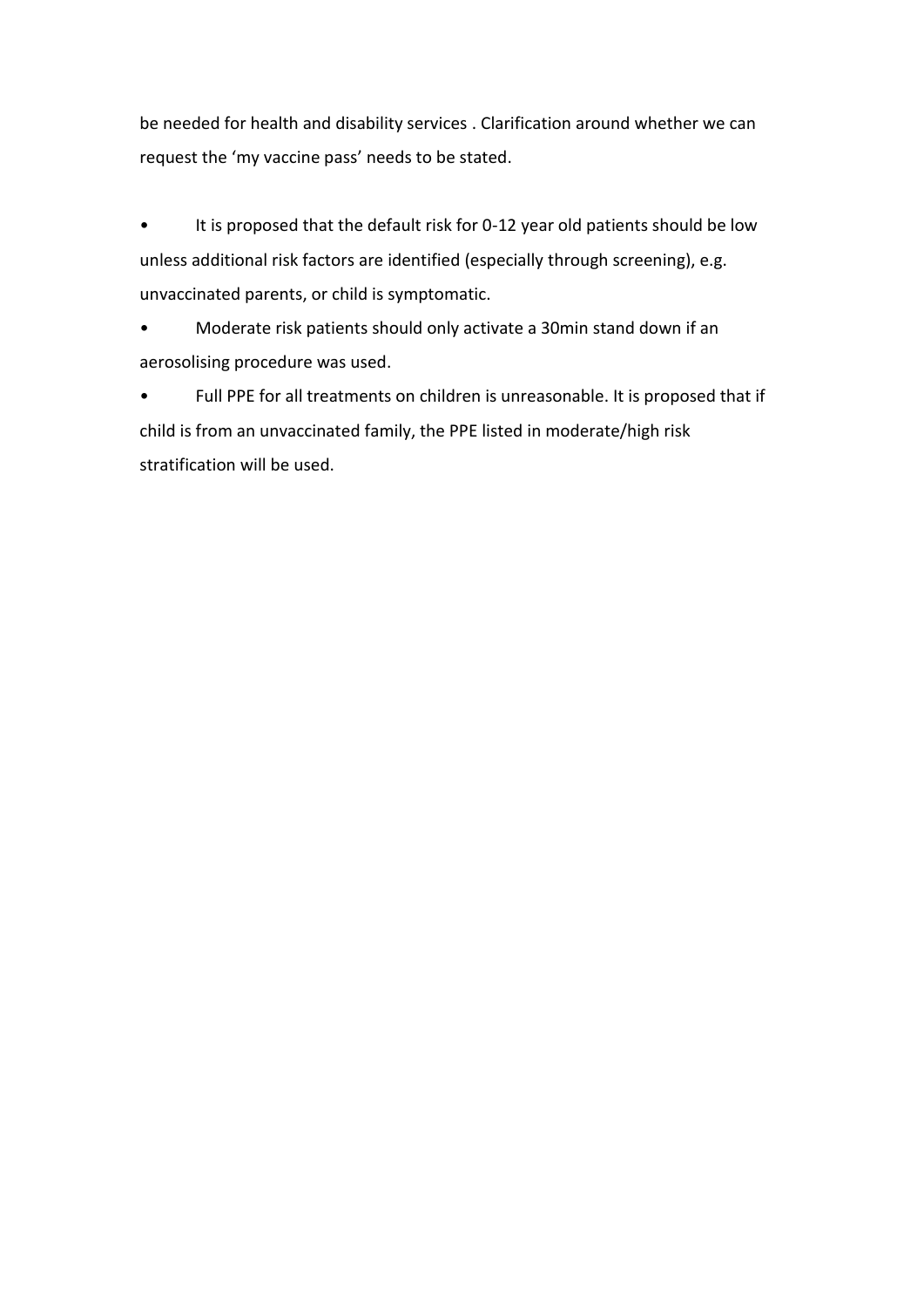be needed for health and disability services . Clarification around whether we can request the 'my vaccine pass' needs to be stated.

- It is proposed that the default risk for 0-12 year old patients should be low unless additional risk factors are identified (especially through screening), e.g. unvaccinated parents, or child is symptomatic.
- Moderate risk patients should only activate a 30min stand down if an aerosolising procedure was used.
- Full PPE for all treatments on children is unreasonable. It is proposed that if child is from an unvaccinated family, the PPE listed in moderate/high risk stratification will be used.